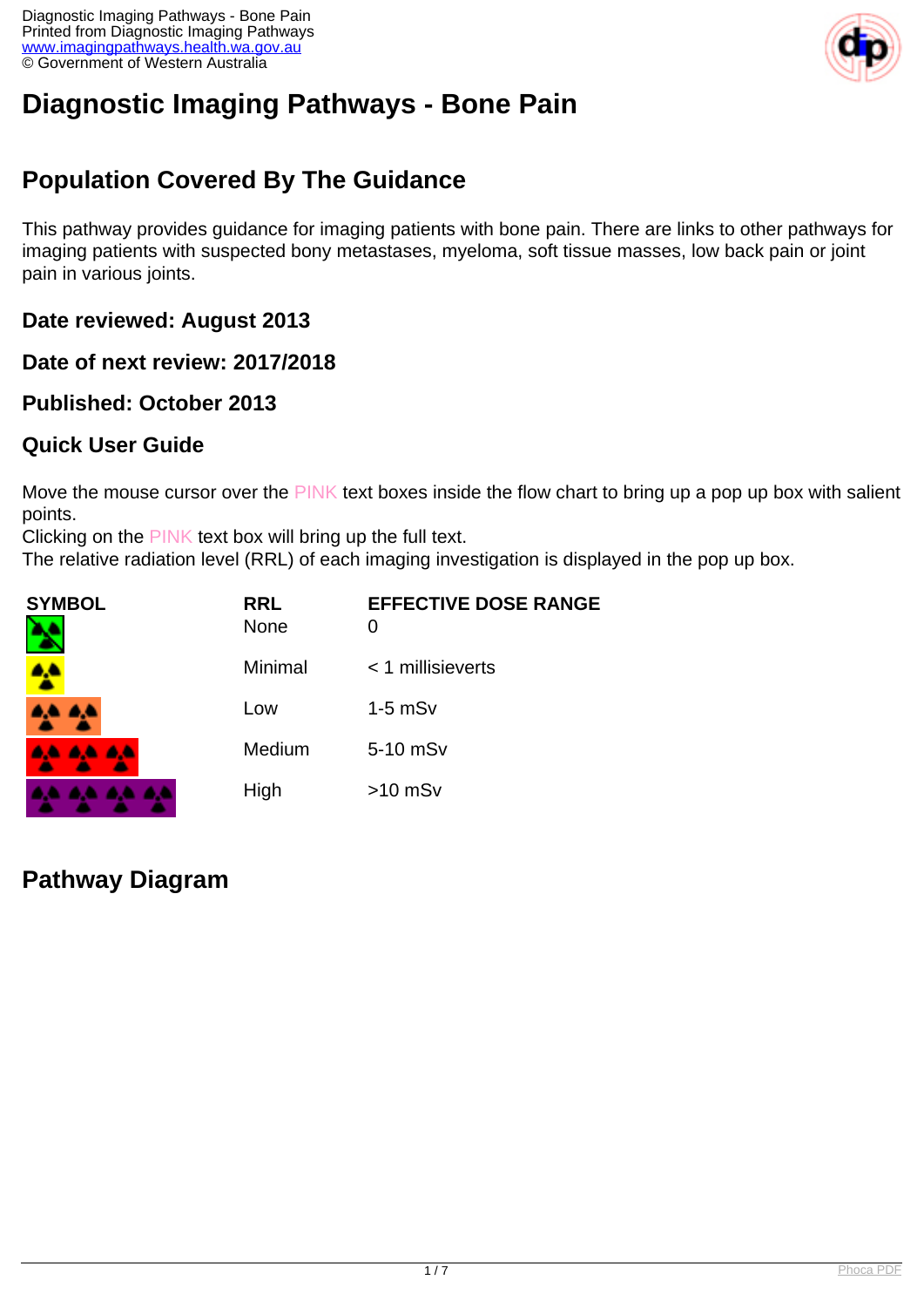# Diagnostic Imaging Pathways - Bone Pain

## Population Covered By The Guidance

This pathway provides guidance for imaging patients with bone pain. There are links to other pathways for imaging patients with suspected bony metastases, myeloma, soft tissue masses, low back pain or joint pain in various joints.

### Date reviewed: August 2013

### Date of next review: 2017/2018

### Published: October 2013

### Quick User Guide

Move the mouse cursor over the PINK text boxes inside the flow chart to bring up a pop up box with salient points.
Clicking on the PINK text box will bring up the full text.
The relative radiation level (RRL) of each imaging investigation is displayed in the pop up box.

| SYMBOL | RRL | EFFECTIVE DOSE RANGE |
|---|---|---|
| | None | 0 |
| | Minimal | < 1 millisieverts |
| | Low | 1-5 mSv |
| | Medium | 5-10 mSv |
| | High | >10 mSv |

## Pathway Diagram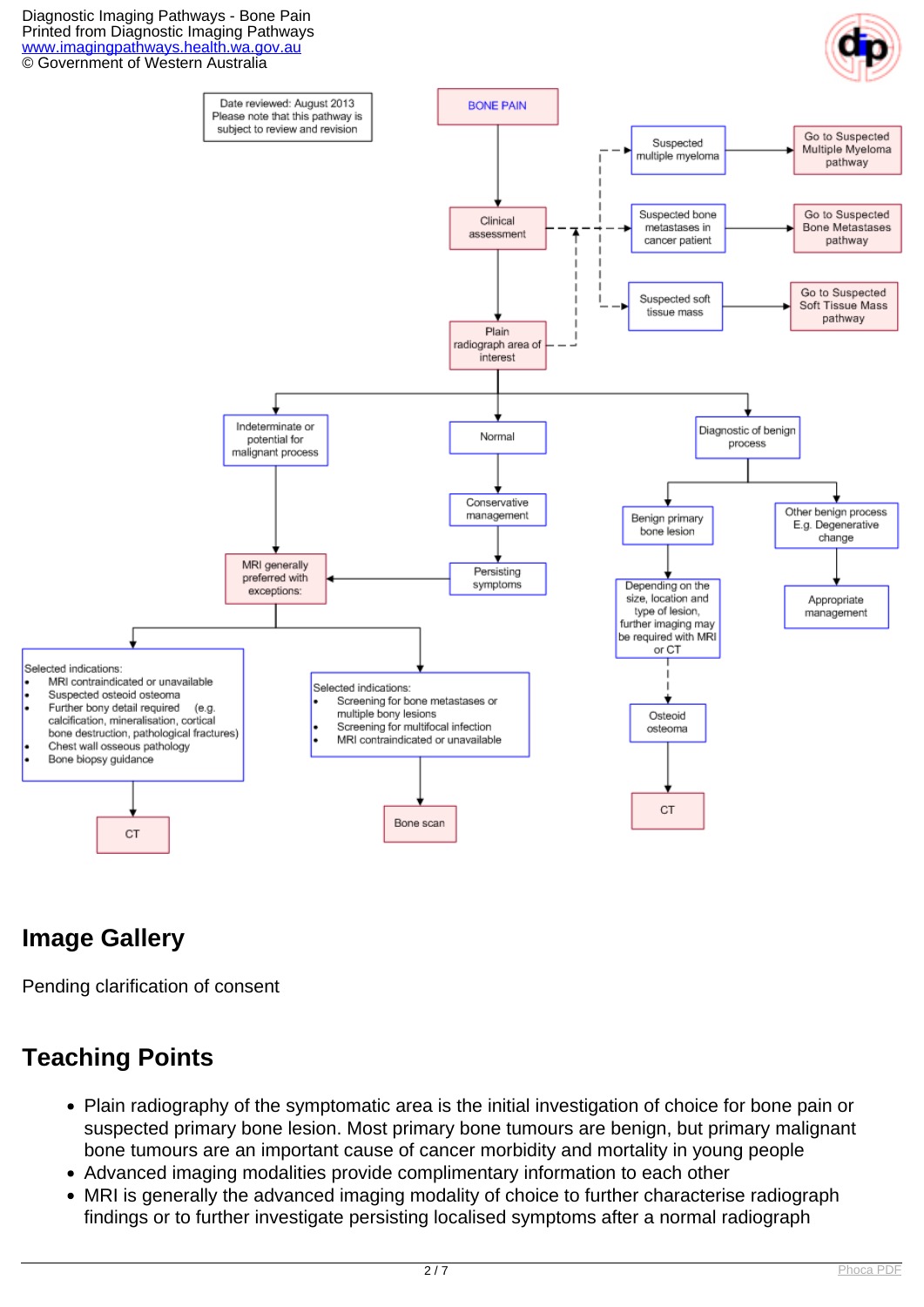Date reviewed: August 2013
Please note that this pathway is subject to review and revision

BONE PAIN

Clinical assessment

Suspected multiple myeloma → Go to Suspected Multiple Myeloma pathway

Suspected bone metastases in cancer patient → Go to Suspected Bone Metastases pathway

Suspected soft tissue mass → Go to Suspected Soft Tissue Mass pathway

Plain radiograph area of interest

Indeterminate or potential for malignant process

Normal

Diagnostic of benign process

Conservative management

Persisting symptoms

MRI generally preferred with exceptions:

Selected indications:
- MRI contraindicated or unavailable
- Suspected osteoid osteoma
- Further bony detail required (e.g. calcification, mineralisation, cortical bone destruction, pathological fractures)
- Chest wall osseous pathology
- Bone biopsy guidance

CT

Selected indications:
- Screening for bone metastases or multiple bony lesions
- Screening for multifocal infection
- MRI contraindicated or unavailable

Bone scan

Benign primary bone lesion

Depending on the size, location and type of lesion, further imaging may be required with MRI or CT

Osteoid osteoma

CT

Other benign process E.g. Degenerative change

Appropriate management

## Image Gallery

Pending clarification of consent

## Teaching Points

- Plain radiography of the symptomatic area is the initial investigation of choice for bone pain or suspected primary bone lesion. Most primary bone tumours are benign, but primary malignant bone tumours are an important cause of cancer morbidity and mortality in young people
- Advanced imaging modalities provide complimentary information to each other
- MRI is generally the advanced imaging modality of choice to further characterise radiograph findings or to further investigate persisting localised symptoms after a normal radiograph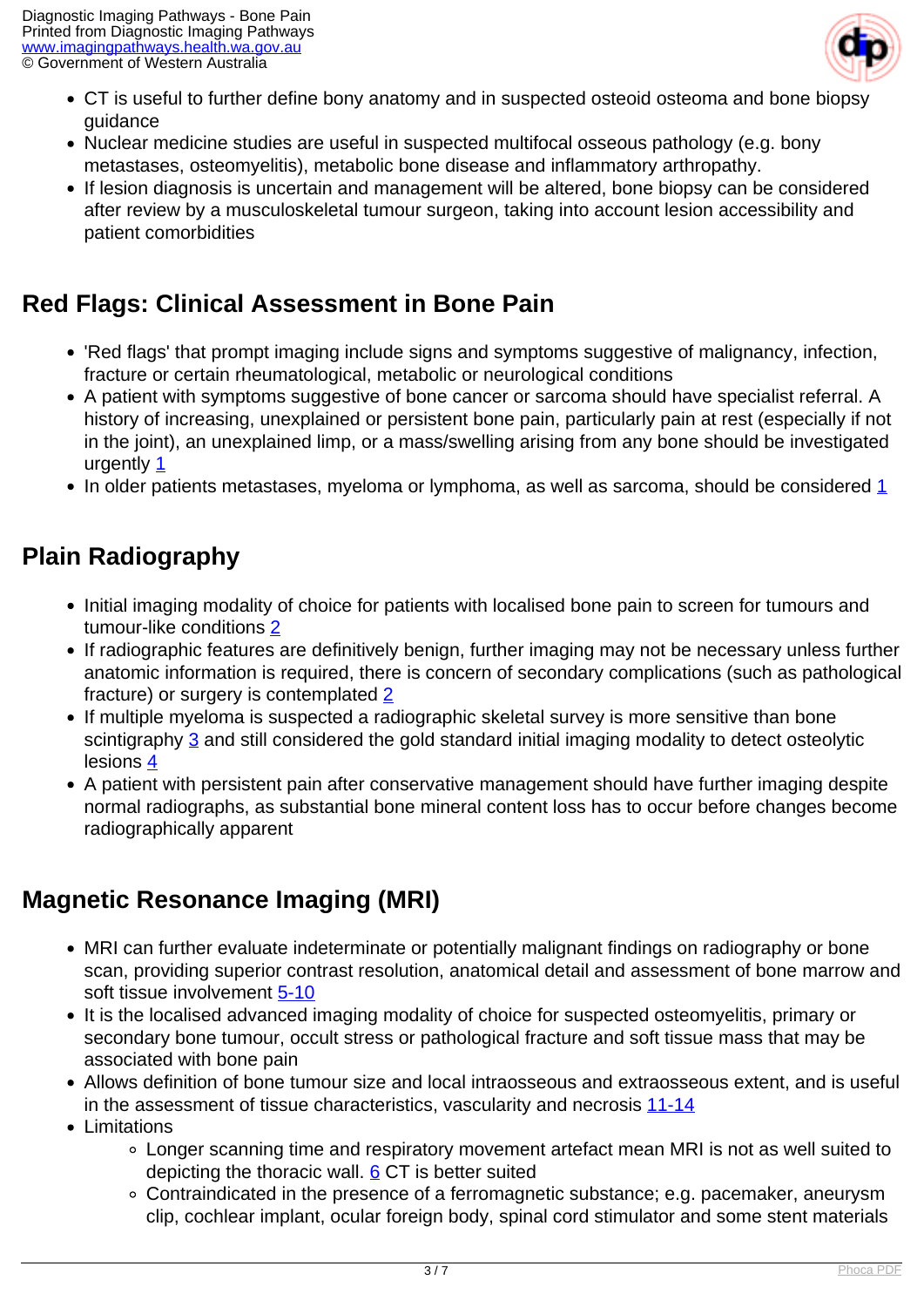- CT is useful to further define bony anatomy and in suspected osteoid osteoma and bone biopsy guidance
- Nuclear medicine studies are useful in suspected multifocal osseous pathology (e.g. bony metastases, osteomyelitis), metabolic bone disease and inflammatory arthropathy.
- If lesion diagnosis is uncertain and management will be altered, bone biopsy can be considered after review by a musculoskeletal tumour surgeon, taking into account lesion accessibility and patient comorbidities

## Red Flags: Clinical Assessment in Bone Pain

- 'Red flags' that prompt imaging include signs and symptoms suggestive of malignancy, infection, fracture or certain rheumatological, metabolic or neurological conditions
- A patient with symptoms suggestive of bone cancer or sarcoma should have specialist referral. A history of increasing, unexplained or persistent bone pain, particularly pain at rest (especially if not in the joint), an unexplained limp, or a mass/swelling arising from any bone should be investigated urgently [1]
- In older patients metastases, myeloma or lymphoma, as well as sarcoma, should be considered [1]

## Plain Radiography

- Initial imaging modality of choice for patients with localised bone pain to screen for tumours and tumour-like conditions [2]
- If radiographic features are definitively benign, further imaging may not be necessary unless further anatomic information is required, there is concern of secondary complications (such as pathological fracture) or surgery is contemplated [2]
- If multiple myeloma is suspected a radiographic skeletal survey is more sensitive than bone scintigraphy [3] and still considered the gold standard initial imaging modality to detect osteolytic lesions [4]
- A patient with persistent pain after conservative management should have further imaging despite normal radiographs, as substantial bone mineral content loss has to occur before changes become radiographically apparent

## Magnetic Resonance Imaging (MRI)

- MRI can further evaluate indeterminate or potentially malignant findings on radiography or bone scan, providing superior contrast resolution, anatomical detail and assessment of bone marrow and soft tissue involvement [5-10]
- It is the localised advanced imaging modality of choice for suspected osteomyelitis, primary or secondary bone tumour, occult stress or pathological fracture and soft tissue mass that may be associated with bone pain
- Allows definition of bone tumour size and local intraosseous and extraosseous extent, and is useful in the assessment of tissue characteristics, vascularity and necrosis [11-14]
- Limitations
  - Longer scanning time and respiratory movement artefact mean MRI is not as well suited to depicting the thoracic wall. [6] CT is better suited
  - Contraindicated in the presence of a ferromagnetic substance; e.g. pacemaker, aneurysm clip, cochlear implant, ocular foreign body, spinal cord stimulator and some stent materials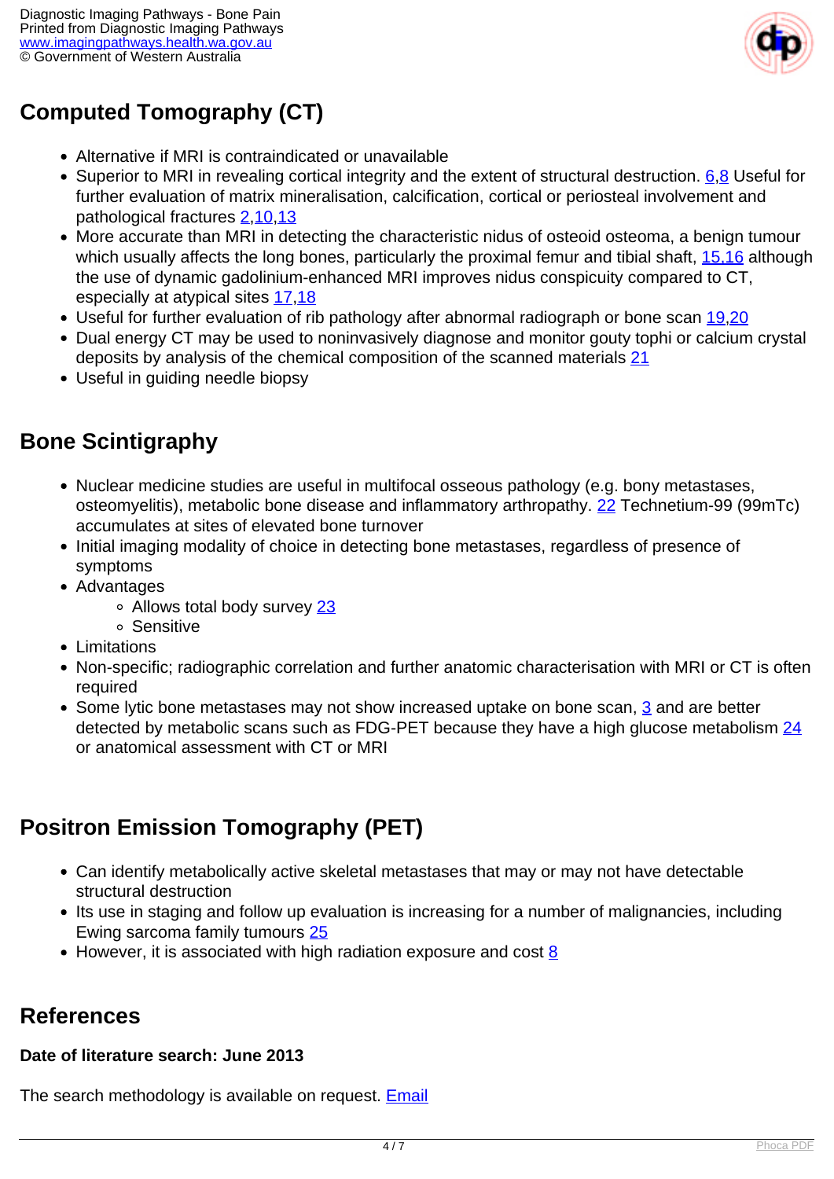## Computed Tomography (CT)

- Alternative if MRI is contraindicated or unavailable
- Superior to MRI in revealing cortical integrity and the extent of structural destruction. [6,8] Useful for further evaluation of matrix mineralisation, calcification, cortical or periosteal involvement and pathological fractures [2,10,13]
- More accurate than MRI in detecting the characteristic nidus of osteoid osteoma, a benign tumour which usually affects the long bones, particularly the proximal femur and tibial shaft, [15,16] although the use of dynamic gadolinium-enhanced MRI improves nidus conspicuity compared to CT, especially at atypical sites [17,18]
- Useful for further evaluation of rib pathology after abnormal radiograph or bone scan [19,20]
- Dual energy CT may be used to noninvasively diagnose and monitor gouty tophi or calcium crystal deposits by analysis of the chemical composition of the scanned materials [21]
- Useful in guiding needle biopsy

## Bone Scintigraphy

- Nuclear medicine studies are useful in multifocal osseous pathology (e.g. bony metastases, osteomyelitis), metabolic bone disease and inflammatory arthropathy. [22] Technetium-99 (99mTc) accumulates at sites of elevated bone turnover
- Initial imaging modality of choice in detecting bone metastases, regardless of presence of symptoms
- Advantages
  - Allows total body survey [23]
  - Sensitive
- Limitations
- Non-specific; radiographic correlation and further anatomic characterisation with MRI or CT is often required
- Some lytic bone metastases may not show increased uptake on bone scan, [3] and are better detected by metabolic scans such as FDG-PET because they have a high glucose metabolism [24] or anatomical assessment with CT or MRI

## Positron Emission Tomography (PET)

- Can identify metabolically active skeletal metastases that may or may not have detectable structural destruction
- Its use in staging and follow up evaluation is increasing for a number of malignancies, including Ewing sarcoma family tumours [25]
- However, it is associated with high radiation exposure and cost [8]

## References

**Date of literature search: June 2013**

The search methodology is available on request. Email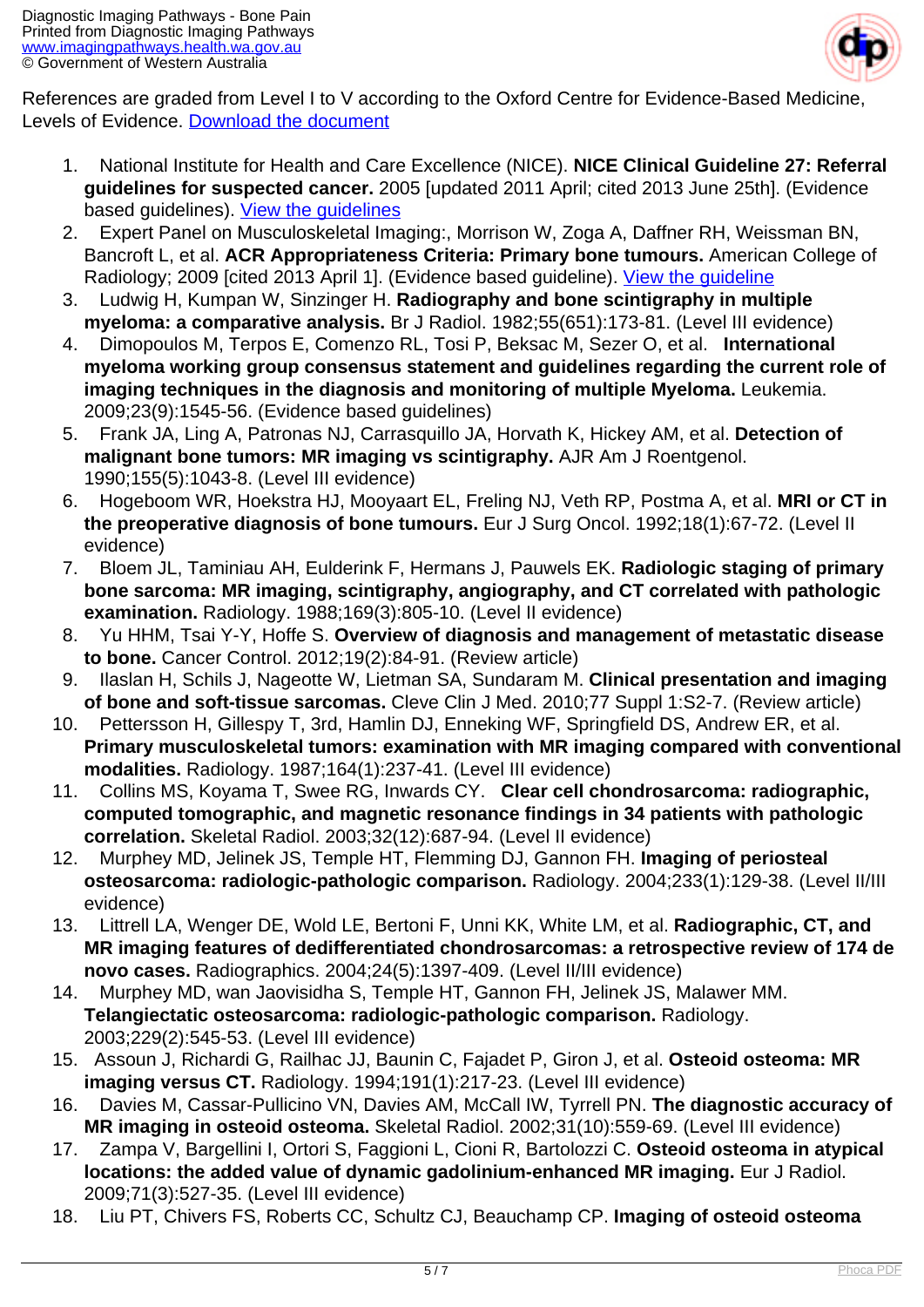References are graded from Level I to V according to the Oxford Centre for Evidence-Based Medicine, Levels of Evidence. Download the document

1. National Institute for Health and Care Excellence (NICE). **NICE Clinical Guideline 27: Referral guidelines for suspected cancer.** 2005 [updated 2011 April; cited 2013 June 25th]. (Evidence based guidelines). View the guidelines
2. Expert Panel on Musculoskeletal Imaging:, Morrison W, Zoga A, Daffner RH, Weissman BN, Bancroft L, et al. **ACR Appropriateness Criteria: Primary bone tumours.** American College of Radiology; 2009 [cited 2013 April 1]. (Evidence based guideline). View the guideline
3. Ludwig H, Kumpan W, Sinzinger H. **Radiography and bone scintigraphy in multiple myeloma: a comparative analysis.** Br J Radiol. 1982;55(651):173-81. (Level III evidence)
4. Dimopoulos M, Terpos E, Comenzo RL, Tosi P, Beksac M, Sezer O, et al. **International myeloma working group consensus statement and guidelines regarding the current role of imaging techniques in the diagnosis and monitoring of multiple Myeloma.** Leukemia. 2009;23(9):1545-56. (Evidence based guidelines)
5. Frank JA, Ling A, Patronas NJ, Carrasquillo JA, Horvath K, Hickey AM, et al. **Detection of malignant bone tumors: MR imaging vs scintigraphy.** AJR Am J Roentgenol. 1990;155(5):1043-8. (Level III evidence)
6. Hogeboom WR, Hoekstra HJ, Mooyaart EL, Freling NJ, Veth RP, Postma A, et al. **MRI or CT in the preoperative diagnosis of bone tumours.** Eur J Surg Oncol. 1992;18(1):67-72. (Level II evidence)
7. Bloem JL, Taminiau AH, Eulderink F, Hermans J, Pauwels EK. **Radiologic staging of primary bone sarcoma: MR imaging, scintigraphy, angiography, and CT correlated with pathologic examination.** Radiology. 1988;169(3):805-10. (Level II evidence)
8. Yu HHM, Tsai Y-Y, Hoffe S. **Overview of diagnosis and management of metastatic disease to bone.** Cancer Control. 2012;19(2):84-91. (Review article)
9. Ilaslan H, Schils J, Nageotte W, Lietman SA, Sundaram M. **Clinical presentation and imaging of bone and soft-tissue sarcomas.** Cleve Clin J Med. 2010;77 Suppl 1:S2-7. (Review article)
10. Pettersson H, Gillespy T, 3rd, Hamlin DJ, Enneking WF, Springfield DS, Andrew ER, et al. **Primary musculoskeletal tumors: examination with MR imaging compared with conventional modalities.** Radiology. 1987;164(1):237-41. (Level III evidence)
11. Collins MS, Koyama T, Swee RG, Inwards CY. **Clear cell chondrosarcoma: radiographic, computed tomographic, and magnetic resonance findings in 34 patients with pathologic correlation.** Skeletal Radiol. 2003;32(12):687-94. (Level II evidence)
12. Murphey MD, Jelinek JS, Temple HT, Flemming DJ, Gannon FH. **Imaging of periosteal osteosarcoma: radiologic-pathologic comparison.** Radiology. 2004;233(1):129-38. (Level II/III evidence)
13. Littrell LA, Wenger DE, Wold LE, Bertoni F, Unni KK, White LM, et al. **Radiographic, CT, and MR imaging features of dedifferentiated chondrosarcomas: a retrospective review of 174 de novo cases.** Radiographics. 2004;24(5):1397-409. (Level II/III evidence)
14. Murphey MD, wan Jaovisidha S, Temple HT, Gannon FH, Jelinek JS, Malawer MM. **Telangiectatic osteosarcoma: radiologic-pathologic comparison.** Radiology. 2003;229(2):545-53. (Level III evidence)
15. Assoun J, Richardi G, Railhac JJ, Baunin C, Fajadet P, Giron J, et al. **Osteoid osteoma: MR imaging versus CT.** Radiology. 1994;191(1):217-23. (Level III evidence)
16. Davies M, Cassar-Pullicino VN, Davies AM, McCall IW, Tyrrell PN. **The diagnostic accuracy of MR imaging in osteoid osteoma.** Skeletal Radiol. 2002;31(10):559-69. (Level III evidence)
17. Zampa V, Bargellini I, Ortori S, Faggioni L, Cioni R, Bartolozzi C. **Osteoid osteoma in atypical locations: the added value of dynamic gadolinium-enhanced MR imaging.** Eur J Radiol. 2009;71(3):527-35. (Level III evidence)
18. Liu PT, Chivers FS, Roberts CC, Schultz CJ, Beauchamp CP. **Imaging of osteoid osteoma**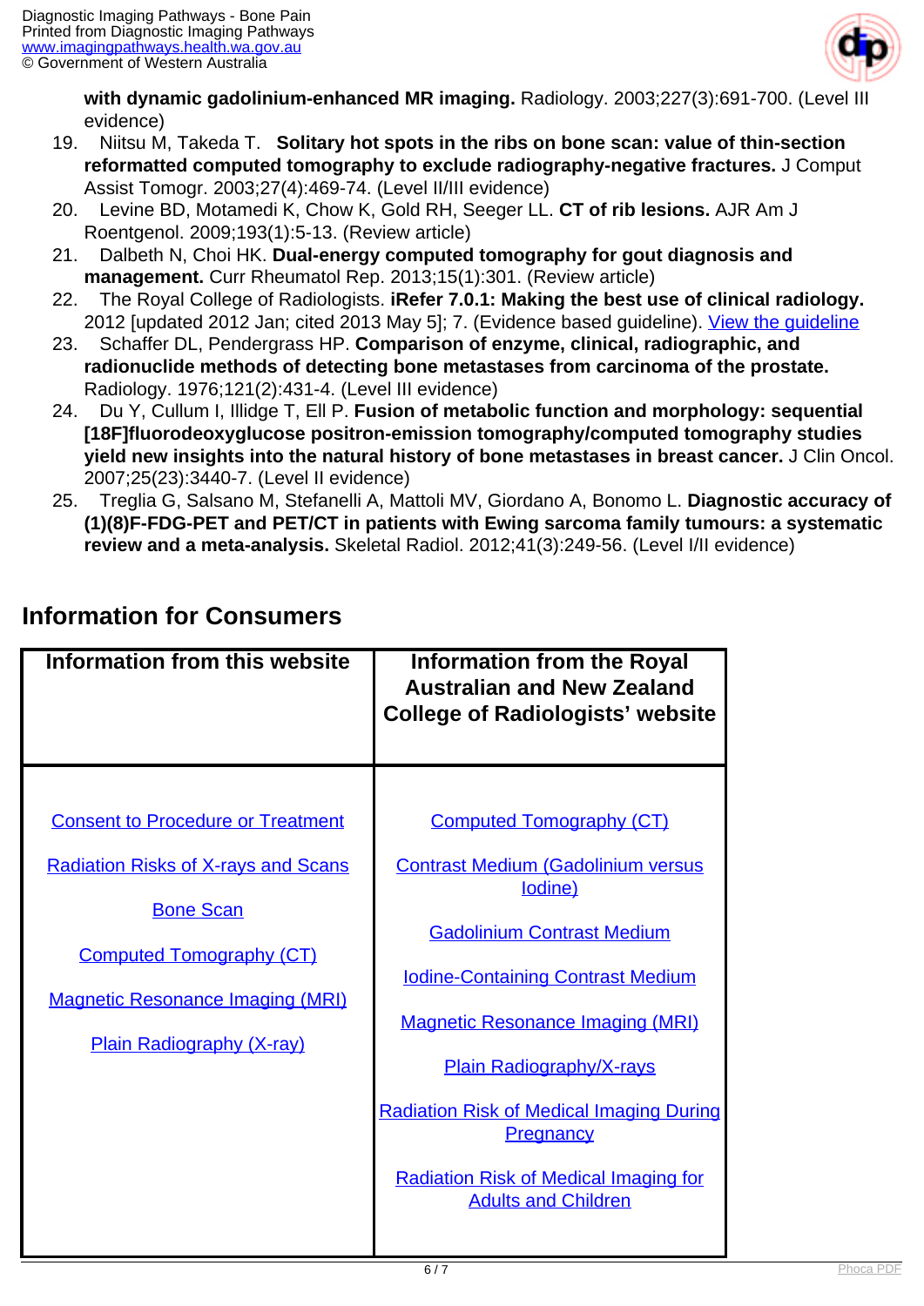**with dynamic gadolinium-enhanced MR imaging.** Radiology. 2003;227(3):691-700. (Level III evidence)

19. Niitsu M, Takeda T. **Solitary hot spots in the ribs on bone scan: value of thin-section reformatted computed tomography to exclude radiography-negative fractures.** J Comput Assist Tomogr. 2003;27(4):469-74. (Level II/III evidence)
20. Levine BD, Motamedi K, Chow K, Gold RH, Seeger LL. **CT of rib lesions.** AJR Am J Roentgenol. 2009;193(1):5-13. (Review article)
21. Dalbeth N, Choi HK. **Dual-energy computed tomography for gout diagnosis and management.** Curr Rheumatol Rep. 2013;15(1):301. (Review article)
22. The Royal College of Radiologists. **iRefer 7.0.1: Making the best use of clinical radiology.** 2012 [updated 2012 Jan; cited 2013 May 5]; 7. (Evidence based guideline). View the guideline
23. Schaffer DL, Pendergrass HP. **Comparison of enzyme, clinical, radiographic, and radionuclide methods of detecting bone metastases from carcinoma of the prostate.** Radiology. 1976;121(2):431-4. (Level III evidence)
24. Du Y, Cullum I, Illidge T, Ell P. **Fusion of metabolic function and morphology: sequential [18F]fluorodeoxyglucose positron-emission tomography/computed tomography studies yield new insights into the natural history of bone metastases in breast cancer.** J Clin Oncol. 2007;25(23):3440-7. (Level II evidence)
25. Treglia G, Salsano M, Stefanelli A, Mattoli MV, Giordano A, Bonomo L. **Diagnostic accuracy of (1)(8)F-FDG-PET and PET/CT in patients with Ewing sarcoma family tumours: a systematic review and a meta-analysis.** Skeletal Radiol. 2012;41(3):249-56. (Level I/II evidence)

## Information for Consumers

| Information from this website | Information from the Royal Australian and New Zealand College of Radiologists' website |
|---|---|
| Consent to Procedure or Treatment<br>Radiation Risks of X-rays and Scans<br>Bone Scan<br>Computed Tomography (CT)<br>Magnetic Resonance Imaging (MRI)<br>Plain Radiography (X-ray) | Computed Tomography (CT)<br>Contrast Medium (Gadolinium versus Iodine)<br>Gadolinium Contrast Medium<br>Iodine-Containing Contrast Medium<br>Magnetic Resonance Imaging (MRI)<br>Plain Radiography/X-rays<br>Radiation Risk of Medical Imaging During Pregnancy<br>Radiation Risk of Medical Imaging for Adults and Children |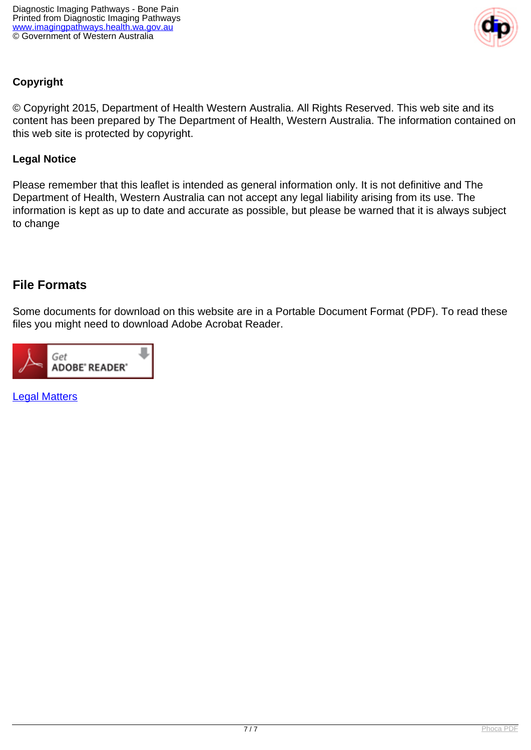**Copyright**

© Copyright 2015, Department of Health Western Australia. All Rights Reserved. This web site and its content has been prepared by The Department of Health, Western Australia. The information contained on this web site is protected by copyright.

**Legal Notice**

Please remember that this leaflet is intended as general information only. It is not definitive and The Department of Health, Western Australia can not accept any legal liability arising from its use. The information is kept as up to date and accurate as possible, but please be warned that it is always subject to change

## File Formats

Some documents for download on this website are in a Portable Document Format (PDF). To read these files you might need to download Adobe Acrobat Reader.

Get ADOBE® READER®

Legal Matters